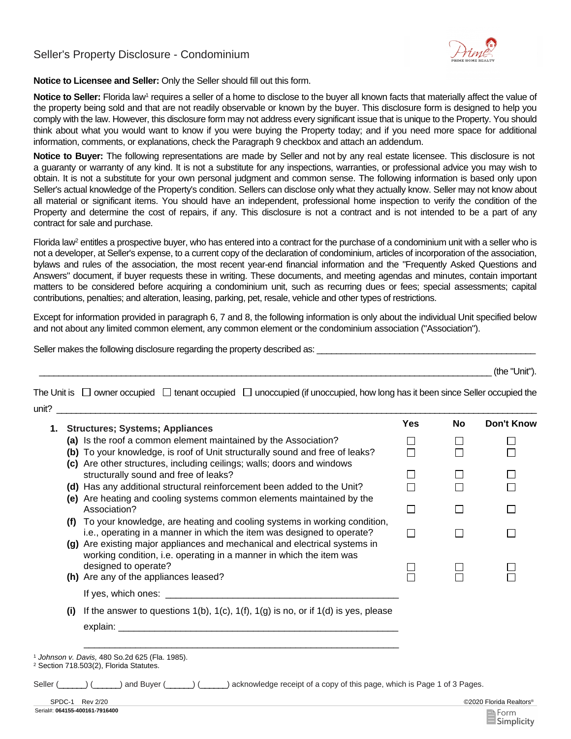# Seller's Property Disclosure - Condominium

**Notice to Licensee and Seller:** Only the Seller should fill out this form.

**Notice to Seller:** Florida law[1] requires a seller of a home to disclose to the buyer all known facts that materially affect the value of the property being sold and that are not readily observable or known by the buyer. This disclosure form is designed to help you comply with the law. However, this disclosure form may not address every significant issue that is unique to the Property. You should think about what you would want to know if you were buying the Property today; and if you need more space for additional information, comments, or explanations, check the Paragraph 9 checkbox and attach an addendum.

**Notice to Buyer:** The following representations are made by Seller and not by any real estate licensee. This disclosure is not a guaranty or warranty of any kind. It is not a substitute for any inspections, warranties, or professional advice you may wish to obtain. It is not a substitute for your own personal judgment and common sense. The following information is based only upon Seller's actual knowledge of the Property's condition. Sellers can disclose only what they actually know. Seller may not know about all material or significant items. You should have an independent, professional home inspection to verify the condition of the Property and determine the cost of repairs, if any. This disclosure is not a contract and is not intended to be a part of any contract for sale and purchase.

Florida law[2] entitles a prospective buyer, who has entered into a contract for the purchase of a condominium unit with a seller who is not a developer, at Seller's expense, to a current copy of the declaration of condominium, articles of incorporation of the association, bylaws and rules of the association, the most recent year-end financial information and the "Frequently Asked Questions and Answers" document, if buyer requests these in writing. These documents, and meeting agendas and minutes, contain important matters to be considered before acquiring a condominium unit, such as recurring dues or fees; special assessments; capital contributions, penalties; and alteration, leasing, parking, pet, resale, vehicle and other types of restrictions.

Except for information provided in paragraph 6, 7 and 8, the following information is only about the individual Unit specified below and not about any limited common element, any common element or the condominium association ("Association").

Seller makes the following disclosure regarding the property described as: ______________________________________________

______________________________________________________________________________________________ (the "Unit").

The Unit is ☐ owner occupied ☐ tenant occupied ☐ unoccupied (if unoccupied, how long has it been since Seller occupied the unit? ______________________________________________________________________________________________

| **1. Structures; Systems; Appliances** | **Yes** | **No** | **Don't Know** |
|---|---|---|---|
| **(a)** Is the roof a common element maintained by the Association? | ☐ | ☐ | ☐ |
| **(b)** To your knowledge, is roof of Unit structurally sound and free of leaks? | ☐ | ☐ | ☐ |
| **(c)** Are other structures, including ceilings; walls; doors and windows structurally sound and free of leaks? | ☐ | ☐ | ☐ |
| **(d)** Has any additional structural reinforcement been added to the Unit? | ☐ | ☐ | ☐ |
| **(e)** Are heating and cooling systems common elements maintained by the Association? | ☐ | ☐ | ☐ |
| **(f)** To your knowledge, are heating and cooling systems in working condition, i.e., operating in a manner in which the item was designed to operate? | ☐ | ☐ | ☐ |
| **(g)** Are existing major appliances and mechanical and electrical systems in working condition, i.e. operating in a manner in which the item was designed to operate? | ☐ | ☐ | ☐ |
| **(h)** Are any of the appliances leased? | ☐ | ☐ | ☐ |

If yes, which ones: ______________________________________________

**(i)** If the answer to questions 1(b), 1(c), 1(f), 1(g) is no, or if 1(d) is yes, please explain: ______________________________________________

______________________________________________________________

[1] *Johnson v. Davis,* 480 So.2d 625 (Fla. 1985).
[2] Section 718.503(2), Florida Statutes.

Seller (______) (______) and Buyer (______) (______) acknowledge receipt of a copy of this page, which is Page 1 of 3 Pages.

SPDC-1 Rev 2/20 ©2020 Florida Realtors®
Serial#: 064155-400161-7916400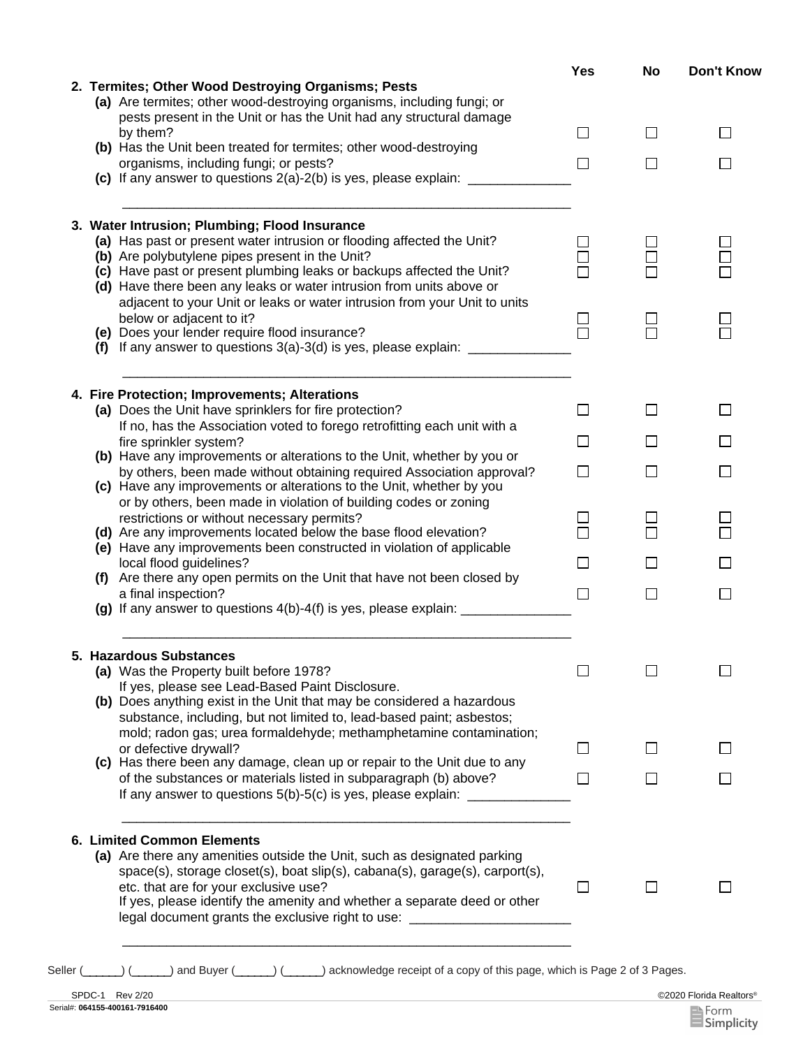| | Yes | No | Don't Know |
|---|---|---|---|
| **2. Termites; Other Wood Destroying Organisms; Pests** | | | |
| **(a)** Are termites; other wood-destroying organisms, including fungi; or pests present in the Unit or has the Unit had any structural damage by them? | ☐ | ☐ | ☐ |
| **(b)** Has the Unit been treated for termites; other wood-destroying organisms, including fungi; or pests? | ☐ | ☐ | ☐ |
| **(c)** If any answer to questions 2(a)-2(b) is yes, please explain: ______________ ______________________________________________________________ | | | |
| **3. Water Intrusion; Plumbing; Flood Insurance** | | | |
| **(a)** Has past or present water intrusion or flooding affected the Unit? | ☐ | ☐ | ☐ |
| **(b)** Are polybutylene pipes present in the Unit? | ☐ | ☐ | ☐ |
| **(c)** Have past or present plumbing leaks or backups affected the Unit? | ☐ | ☐ | ☐ |
| **(d)** Have there been any leaks or water intrusion from units above or adjacent to your Unit or leaks or water intrusion from your Unit to units below or adjacent to it? | ☐ | ☐ | ☐ |
| **(e)** Does your lender require flood insurance? | ☐ | ☐ | ☐ |
| **(f)** If any answer to questions 3(a)-3(d) is yes, please explain: ______________ ______________________________________________________________ | | | |
| **4. Fire Protection; Improvements; Alterations** | | | |
| **(a)** Does the Unit have sprinklers for fire protection? | ☐ | ☐ | ☐ |
| If no, has the Association voted to forego retrofitting each unit with a fire sprinkler system? | ☐ | ☐ | ☐ |
| **(b)** Have any improvements or alterations to the Unit, whether by you or by others, been made without obtaining required Association approval? | ☐ | ☐ | ☐ |
| **(c)** Have any improvements or alterations to the Unit, whether by you or by others, been made in violation of building codes or zoning restrictions or without necessary permits? | ☐ | ☐ | ☐ |
| **(d)** Are any improvements located below the base flood elevation? | ☐ | ☐ | ☐ |
| **(e)** Have any improvements been constructed in violation of applicable local flood guidelines? | ☐ | ☐ | ☐ |
| **(f)** Are there any open permits on the Unit that have not been closed by a final inspection? | ☐ | ☐ | ☐ |
| **(g)** If any answer to questions 4(b)-4(f) is yes, please explain: _______________ ______________________________________________________________ | | | |
| **5. Hazardous Substances** | | | |
| **(a)** Was the Property built before 1978? If yes, please see Lead-Based Paint Disclosure. | ☐ | ☐ | ☐ |
| **(b)** Does anything exist in the Unit that may be considered a hazardous substance, including, but not limited to, lead-based paint; asbestos; mold; radon gas; urea formaldehyde; methamphetamine contamination; or defective drywall? | ☐ | ☐ | ☐ |
| **(c)** Has there been any damage, clean up or repair to the Unit due to any of the substances or materials listed in subparagraph (b) above? | ☐ | ☐ | ☐ |
| If any answer to questions 5(b)-5(c) is yes, please explain: ______________ ______________________________________________________________ | | | |
| **6. Limited Common Elements** | | | |
| **(a)** Are there any amenities outside the Unit, such as designated parking space(s), storage closet(s), boat slip(s), cabana(s), garage(s), carport(s), etc. that are for your exclusive use? | ☐ | ☐ | ☐ |
| If yes, please identify the amenity and whether a separate deed or other legal document grants the exclusive right to use: ______________________ ______________________________________________________________ | | | |

Seller (______) (______) and Buyer (______) (______) acknowledge receipt of a copy of this page, which is Page 2 of 3 Pages.

SPDC-1 Rev 2/20 ©2020 Florida Realtors®

Serial#: 064155-400161-7916400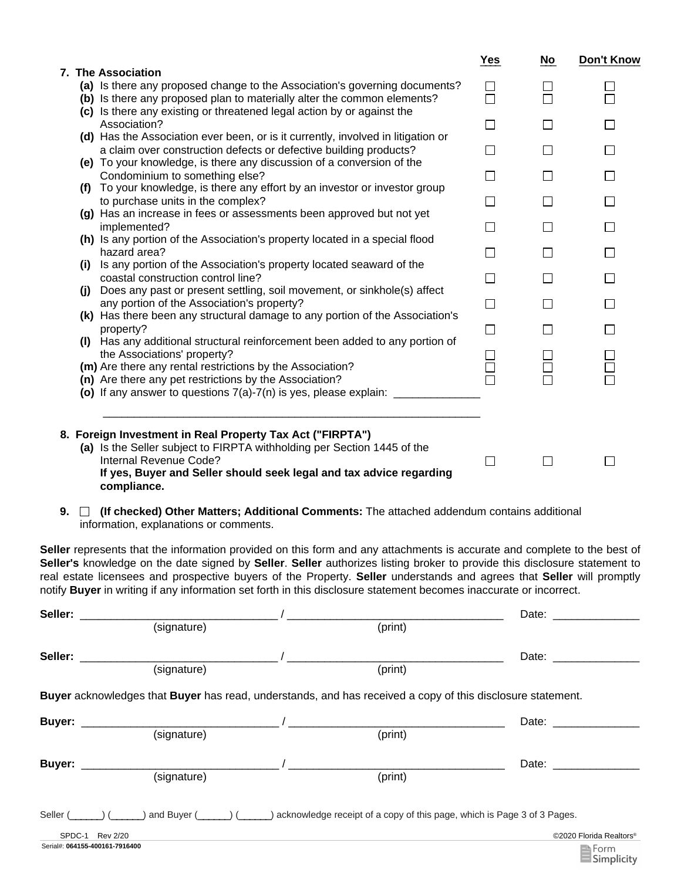| | Yes | No | Don't Know |
|---|---|---|---|
| **7. The Association** | | | |
| **(a)** Is there any proposed change to the Association's governing documents? | ☐ | ☐ | ☐ |
| **(b)** Is there any proposed plan to materially alter the common elements? | ☐ | ☐ | ☐ |
| **(c)** Is there any existing or threatened legal action by or against the Association? | ☐ | ☐ | ☐ |
| **(d)** Has the Association ever been, or is it currently, involved in litigation or a claim over construction defects or defective building products? | ☐ | ☐ | ☐ |
| **(e)** To your knowledge, is there any discussion of a conversion of the Condominium to something else? | ☐ | ☐ | ☐ |
| **(f)** To your knowledge, is there any effort by an investor or investor group to purchase units in the complex? | ☐ | ☐ | ☐ |
| **(g)** Has an increase in fees or assessments been approved but not yet implemented? | ☐ | ☐ | ☐ |
| **(h)** Is any portion of the Association's property located in a special flood hazard area? | ☐ | ☐ | ☐ |
| **(i)** Is any portion of the Association's property located seaward of the coastal construction control line? | ☐ | ☐ | ☐ |
| **(j)** Does any past or present settling, soil movement, or sinkhole(s) affect any portion of the Association's property? | ☐ | ☐ | ☐ |
| **(k)** Has there been any structural damage to any portion of the Association's property? | ☐ | ☐ | ☐ |
| **(l)** Has any additional structural reinforcement been added to any portion of the Associations' property? | ☐ | ☐ | ☐ |
| **(m)** Are there any rental restrictions by the Association? | ☐ | ☐ | ☐ |
| **(n)** Are there any pet restrictions by the Association? | ☐ | ☐ | ☐ |

**(o)** If any answer to questions 7(a)-7(n) is yes, please explain: ______________

_________________________________________________________________

| | Yes | No | Don't Know |
|---|---|---|---|
| **8. Foreign Investment in Real Property Tax Act ("FIRPTA")** | | | |
| **(a)** Is the Seller subject to FIRPTA withholding per Section 1445 of the Internal Revenue Code? **If yes, Buyer and Seller should seek legal and tax advice regarding compliance.** | ☐ | ☐ | ☐ |

**9.** ☐ **(If checked) Other Matters; Additional Comments:** The attached addendum contains additional information, explanations or comments.

**Seller** represents that the information provided on this form and any attachments is accurate and complete to the best of **Seller's** knowledge on the date signed by **Seller**. **Seller** authorizes listing broker to provide this disclosure statement to real estate licensees and prospective buyers of the Property. **Seller** understands and agrees that **Seller** will promptly notify **Buyer** in writing if any information set forth in this disclosure statement becomes inaccurate or incorrect.

**Seller:** ________________________________ / ___________________________________ Date: ______________
(signature) (print)

**Seller:** ________________________________ / ___________________________________ Date: ______________
(signature) (print)

**Buyer** acknowledges that **Buyer** has read, understands, and has received a copy of this disclosure statement.

**Buyer:** ________________________________ / ___________________________________ Date: ______________
(signature) (print)

**Buyer:** ________________________________ / ___________________________________ Date: ______________
(signature) (print)

Seller (______) (______) and Buyer (______) (______) acknowledge receipt of a copy of this page, which is Page 3 of 3 Pages.

SPDC-1 Rev 2/20 ©2020 Florida Realtors®

Serial#: 064155-400161-7916400